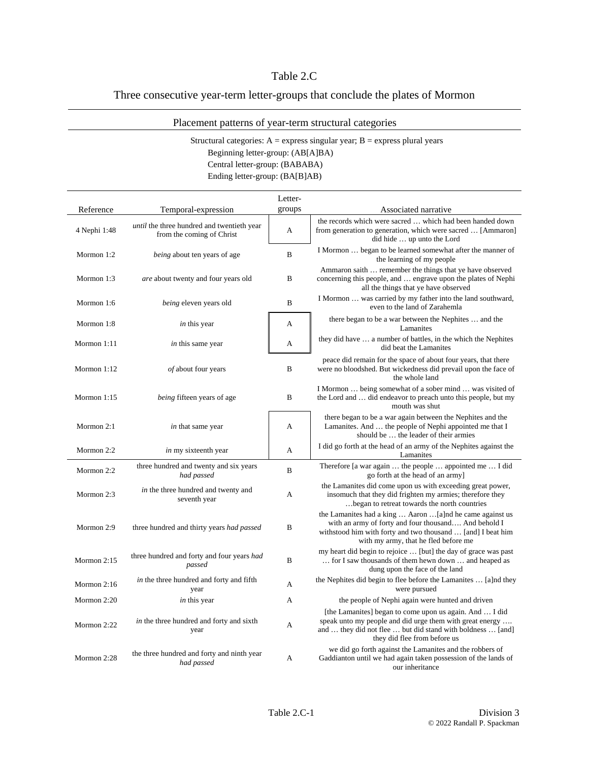# Table 2.C

## Three consecutive year-term letter-groups that conclude the plates of Mormon

### Placement patterns of year-term structural categories

Structural categories: A = express singular year; B = express plural years

Beginning letter-group: (AB[A]BA)

Central letter-group: (BABABA)

Ending letter-group: (BA[B]AB)

| Reference | Temporal-expression | Letter-groups | Associated narrative |
|---|---|---|---|
| 4 Nephi 1:48 | *until* the three hundred and twentieth year from the coming of Christ | A | the records which were sacred … which had been handed down from generation to generation, which were sacred … [Ammaron] did hide … up unto the Lord |
| Mormon 1:2 | *being* about ten years of age | B | I Mormon … began to be learned somewhat after the manner of the learning of my people |
| Mormon 1:3 | *are* about twenty and four years old | B | Ammaron saith … remember the things that ye have observed concerning this people, and … engrave upon the plates of Nephi all the things that ye have observed |
| Mormon 1:6 | *being* eleven years old | B | I Mormon … was carried by my father into the land southward, even to the land of Zarahemla |
| Mormon 1:8 | *in* this year | A | there began to be a war between the Nephites … and the Lamanites |
| Mormon 1:11 | *in* this same year | A | they did have … a number of battles, in the which the Nephites did beat the Lamanites |
| Mormon 1:12 | *of* about four years | B | peace did remain for the space of about four years, that there were no bloodshed. But wickedness did prevail upon the face of the whole land |
| Mormon 1:15 | *being* fifteen years of age | B | I Mormon … being somewhat of a sober mind … was visited of the Lord and … did endeavor to preach unto this people, but my mouth was shut |
| Mormon 2:1 | *in* that same year | A | there began to be a war again between the Nephites and the Lamanites. And … the people of Nephi appointed me that I should be … the leader of their armies |
| Mormon 2:2 | *in* my sixteenth year | A | I did go forth at the head of an army of the Nephites against the Lamanites |
| Mormon 2:2 | three hundred and twenty and six years *had passed* | B | Therefore [a war again … the people … appointed me … I did go forth at the head of an army] |
| Mormon 2:3 | *in* the three hundred and twenty and seventh year | A | the Lamanites did come upon us with exceeding great power, insomuch that they did frighten my armies; therefore they …began to retreat towards the north countries |
| Mormon 2:9 | three hundred and thirty years *had passed* | B | the Lamanites had a king … Aaron …[a]nd he came against us with an army of forty and four thousand…. And behold I withstood him with forty and two thousand … [and] I beat him with my army, that he fled before me |
| Mormon 2:15 | three hundred and forty and four years *had passed* | B | my heart did begin to rejoice … [but] the day of grace was past … for I saw thousands of them hewn down … and heaped as dung upon the face of the land |
| Mormon 2:16 | *in* the three hundred and forty and fifth year | A | the Nephites did begin to flee before the Lamanites … [a]nd they were pursued |
| Mormon 2:20 | *in* this year | A | the people of Nephi again were hunted and driven |
| Mormon 2:22 | *in* the three hundred and forty and sixth year | A | [the Lamanites] began to come upon us again. And … I did speak unto my people and did urge them with great energy …. and … they did not flee … but did stand with boldness … [and] they did flee from before us |
| Mormon 2:28 | the three hundred and forty and ninth year *had passed* | A | we did go forth against the Lamanites and the robbers of Gaddianton until we had again taken possession of the lands of our inheritance |

Table 2.C-1

Division 3

© 2022 Randall P. Spackman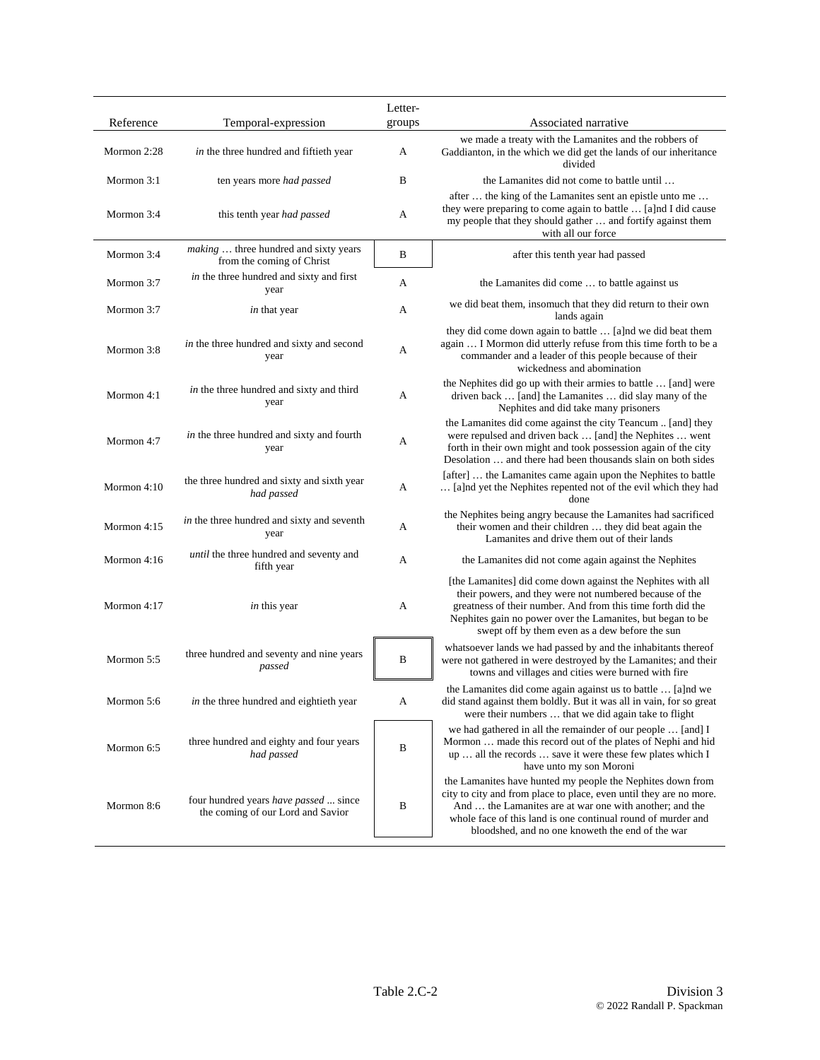| Reference | Temporal-expression | Letter-groups | Associated narrative |
|---|---|---|---|
| Mormon 2:28 | *in* the three hundred and fiftieth year | A | we made a treaty with the Lamanites and the robbers of Gaddianton, in the which we did get the lands of our inheritance divided |
| Mormon 3:1 | ten years more *had passed* | B | the Lamanites did not come to battle until … |
| Mormon 3:4 | this tenth year *had passed* | A | after … the king of the Lamanites sent an epistle unto me … they were preparing to come again to battle … [a]nd I did cause my people that they should gather … and fortify against them with all our force |
| Mormon 3:4 | *making* … three hundred and sixty years from the coming of Christ | B | after this tenth year had passed |
| Mormon 3:7 | *in* the three hundred and sixty and first year | A | the Lamanites did come … to battle against us |
| Mormon 3:7 | *in* that year | A | we did beat them, insomuch that they did return to their own lands again |
| Mormon 3:8 | *in* the three hundred and sixty and second year | A | they did come down again to battle … [a]nd we did beat them again … I Mormon did utterly refuse from this time forth to be a commander and a leader of this people because of their wickedness and abomination |
| Mormon 4:1 | *in* the three hundred and sixty and third year | A | the Nephites did go up with their armies to battle … [and] were driven back … [and] the Lamanites … did slay many of the Nephites and did take many prisoners |
| Mormon 4:7 | *in* the three hundred and sixty and fourth year | A | the Lamanites did come against the city Teancum .. [and] they were repulsed and driven back … [and] the Nephites … went forth in their own might and took possession again of the city Desolation … and there had been thousands slain on both sides |
| Mormon 4:10 | the three hundred and sixty and sixth year *had passed* | A | [after] … the Lamanites came again upon the Nephites to battle … [a]nd yet the Nephites repented not of the evil which they had done |
| Mormon 4:15 | *in* the three hundred and sixty and seventh year | A | the Nephites being angry because the Lamanites had sacrificed their women and their children … they did beat again the Lamanites and drive them out of their lands |
| Mormon 4:16 | *until* the three hundred and seventy and fifth year | A | the Lamanites did not come again against the Nephites |
| Mormon 4:17 | *in* this year | A | [the Lamanites] did come down against the Nephites with all their powers, and they were not numbered because of the greatness of their number. And from this time forth did the Nephites gain no power over the Lamanites, but began to be swept off by them even as a dew before the sun |
| Mormon 5:5 | three hundred and seventy and nine years *passed* | B | whatsoever lands we had passed by and the inhabitants thereof were not gathered in were destroyed by the Lamanites; and their towns and villages and cities were burned with fire |
| Mormon 5:6 | *in* the three hundred and eightieth year | A | the Lamanites did come again against us to battle … [a]nd we did stand against them boldly. But it was all in vain, for so great were their numbers … that we did again take to flight |
| Mormon 6:5 | three hundred and eighty and four years *had passed* | B | we had gathered in all the remainder of our people … [and] I Mormon … made this record out of the plates of Nephi and hid up … all the records … save it were these few plates which I have unto my son Moroni |
| Mormon 8:6 | four hundred years *have passed* ... since the coming of our Lord and Savior | B | the Lamanites have hunted my people the Nephites down from city to city and from place to place, even until they are no more. And … the Lamanites are at war one with another; and the whole face of this land is one continual round of murder and bloodshed, and no one knoweth the end of the war |

Table 2.C-2

Division 3

© 2022 Randall P. Spackman